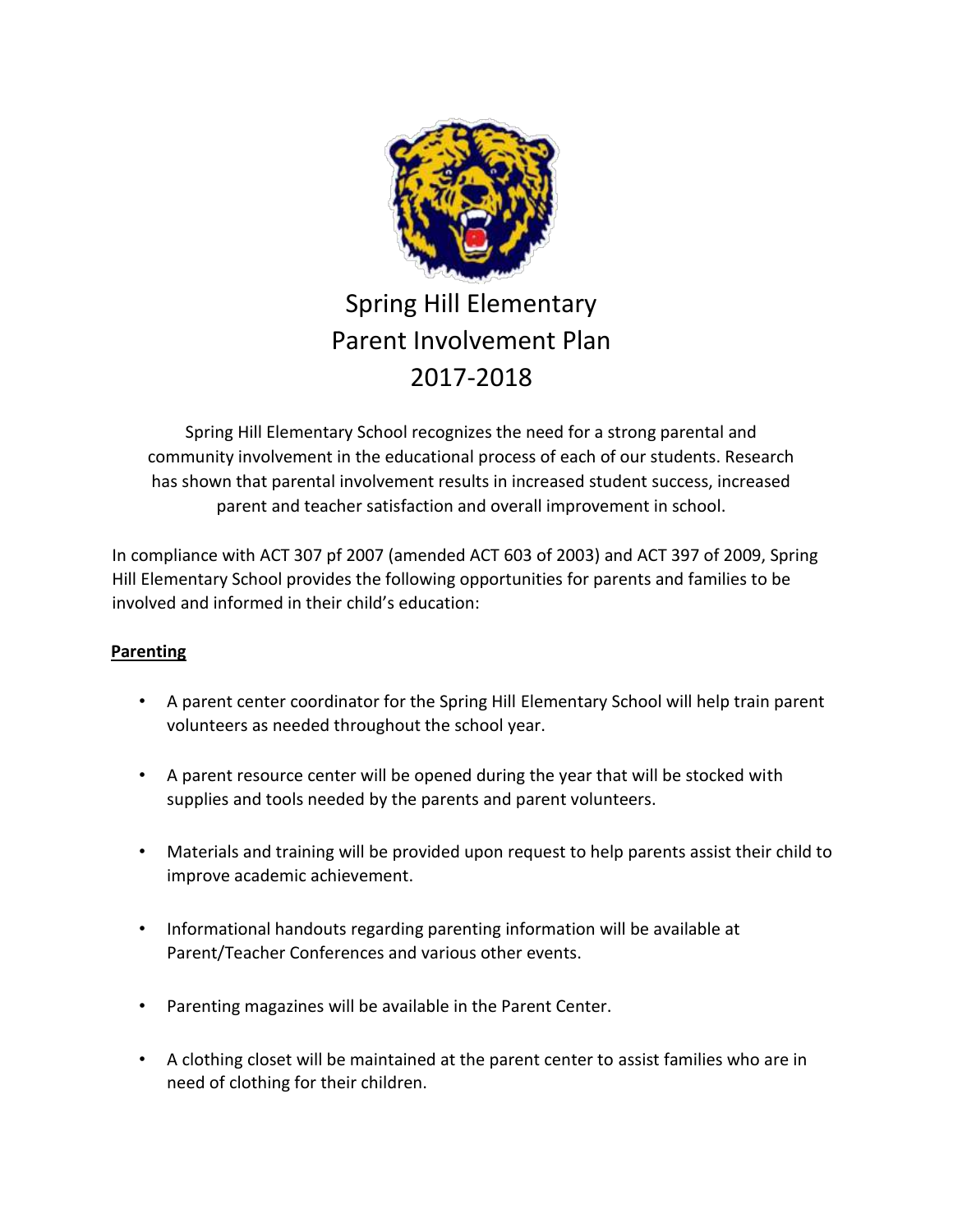# Spring Hill Elementary
# Parent Involvement Plan
# 2017-2018

Spring Hill Elementary School recognizes the need for a strong parental and community involvement in the educational process of each of our students. Research has shown that parental involvement results in increased student success, increased parent and teacher satisfaction and overall improvement in school.

In compliance with ACT 307 pf 2007 (amended ACT 603 of 2003) and ACT 397 of 2009, Spring Hill Elementary School provides the following opportunities for parents and families to be involved and informed in their child's education:

## Parenting

- A parent center coordinator for the Spring Hill Elementary School will help train parent volunteers as needed throughout the school year.
- A parent resource center will be opened during the year that will be stocked with supplies and tools needed by the parents and parent volunteers.
- Materials and training will be provided upon request to help parents assist their child to improve academic achievement.
- Informational handouts regarding parenting information will be available at Parent/Teacher Conferences and various other events.
- Parenting magazines will be available in the Parent Center.
- A clothing closet will be maintained at the parent center to assist families who are in need of clothing for their children.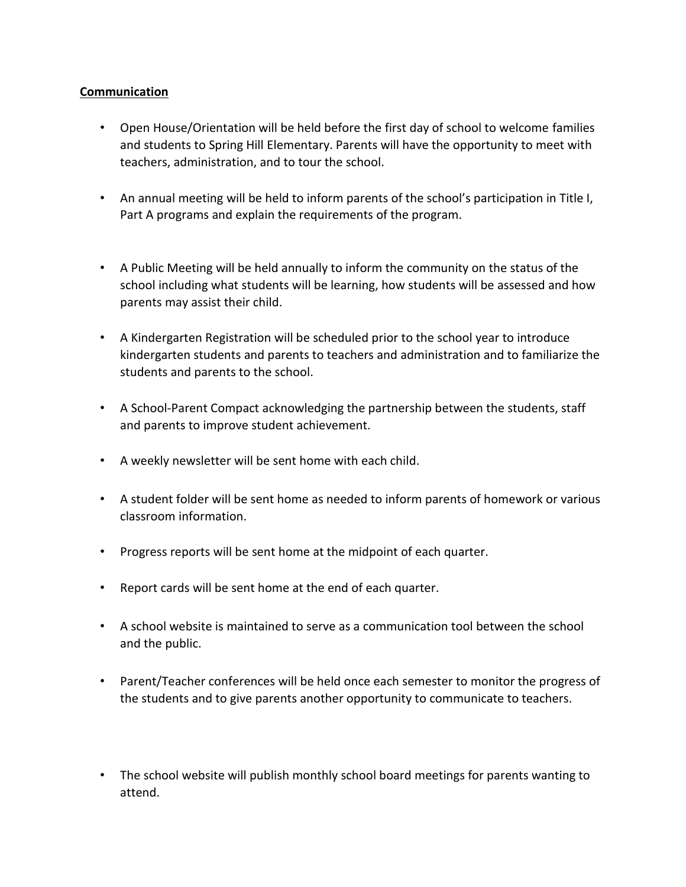**Communication**

- Open House/Orientation will be held before the first day of school to welcome families and students to Spring Hill Elementary. Parents will have the opportunity to meet with teachers, administration, and to tour the school.
- An annual meeting will be held to inform parents of the school's participation in Title I, Part A programs and explain the requirements of the program.
- A Public Meeting will be held annually to inform the community on the status of the school including what students will be learning, how students will be assessed and how parents may assist their child.
- A Kindergarten Registration will be scheduled prior to the school year to introduce kindergarten students and parents to teachers and administration and to familiarize the students and parents to the school.
- A School-Parent Compact acknowledging the partnership between the students, staff and parents to improve student achievement.
- A weekly newsletter will be sent home with each child.
- A student folder will be sent home as needed to inform parents of homework or various classroom information.
- Progress reports will be sent home at the midpoint of each quarter.
- Report cards will be sent home at the end of each quarter.
- A school website is maintained to serve as a communication tool between the school and the public.
- Parent/Teacher conferences will be held once each semester to monitor the progress of the students and to give parents another opportunity to communicate to teachers.
- The school website will publish monthly school board meetings for parents wanting to attend.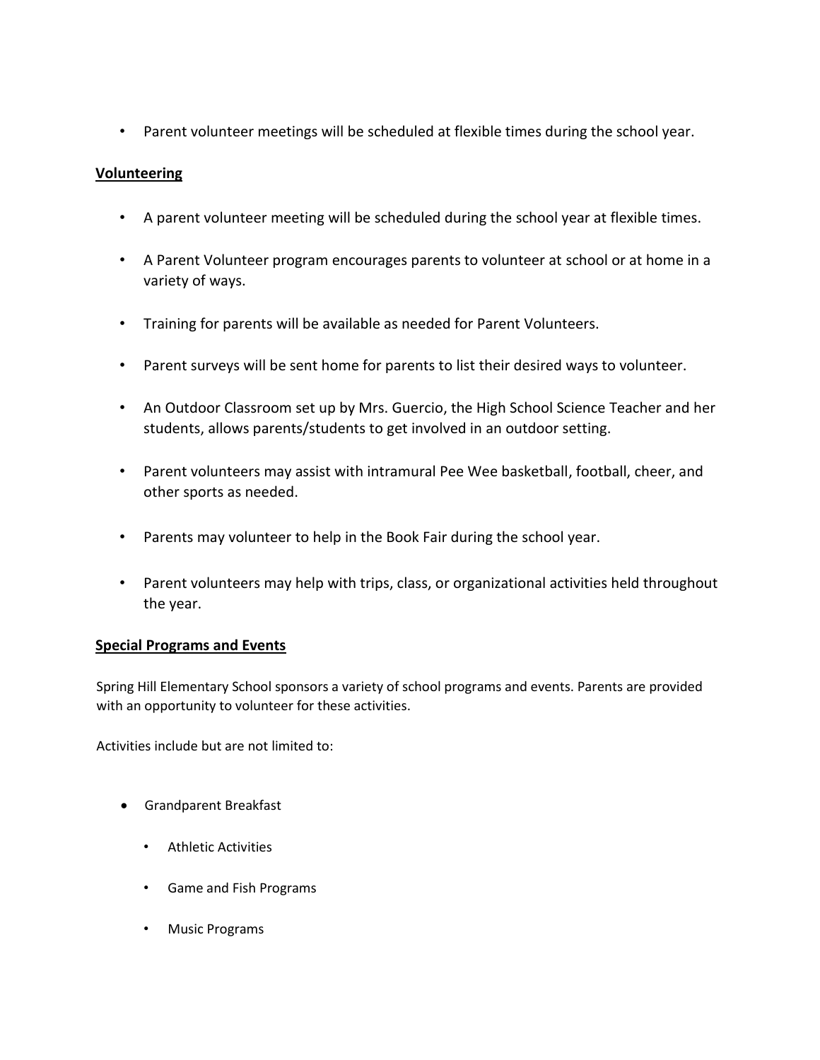- Parent volunteer meetings will be scheduled at flexible times during the school year.

**Volunteering**

- A parent volunteer meeting will be scheduled during the school year at flexible times.
- A Parent Volunteer program encourages parents to volunteer at school or at home in a variety of ways.
- Training for parents will be available as needed for Parent Volunteers.
- Parent surveys will be sent home for parents to list their desired ways to volunteer.
- An Outdoor Classroom set up by Mrs. Guercio, the High School Science Teacher and her students, allows parents/students to get involved in an outdoor setting.
- Parent volunteers may assist with intramural Pee Wee basketball, football, cheer, and other sports as needed.
- Parents may volunteer to help in the Book Fair during the school year.
- Parent volunteers may help with trips, class, or organizational activities held throughout the year.

**Special Programs and Events**

Spring Hill Elementary School sponsors a variety of school programs and events. Parents are provided with an opportunity to volunteer for these activities.

Activities include but are not limited to:

- Grandparent Breakfast
- Athletic Activities
- Game and Fish Programs
- Music Programs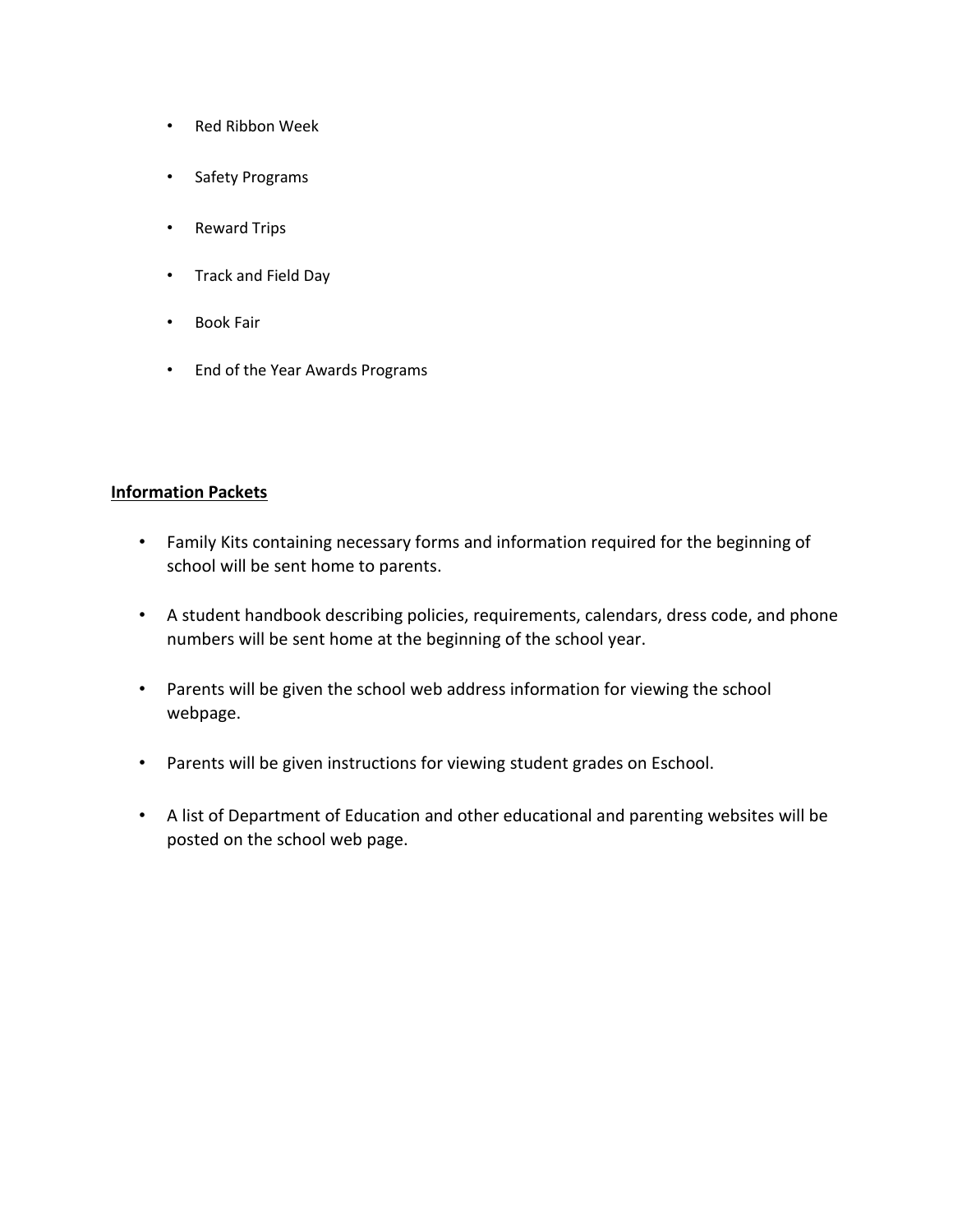- Red Ribbon Week
- Safety Programs
- Reward Trips
- Track and Field Day
- Book Fair
- End of the Year Awards Programs

**<u>Information Packets</u>**

- Family Kits containing necessary forms and information required for the beginning of school will be sent home to parents.
- A student handbook describing policies, requirements, calendars, dress code, and phone numbers will be sent home at the beginning of the school year.
- Parents will be given the school web address information for viewing the school webpage.
- Parents will be given instructions for viewing student grades on Eschool.
- A list of Department of Education and other educational and parenting websites will be posted on the school web page.